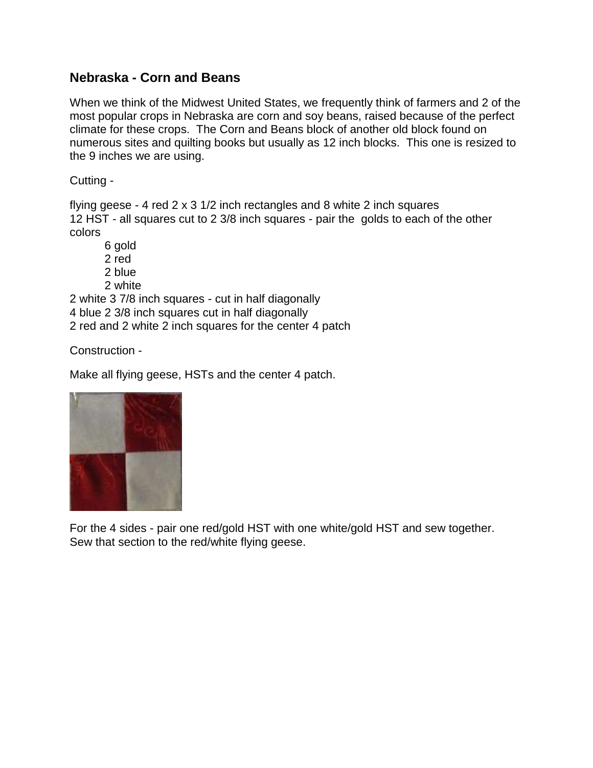## Nebraska - Corn and Beans

When we think of the Midwest United States, we frequently think of farmers and 2 of the most popular crops in Nebraska are corn and soy beans, raised because of the perfect climate for these crops. The Corn and Beans block of another old block found on numerous sites and quilting books but usually as 12 inch blocks. This one is resized to the 9 inches we are using.

Cutting -

flying geese - 4 red 2 x 3 1/2 inch rectangles and 8 white 2 inch squares
12 HST - all squares cut to 2 3/8 inch squares - pair the golds to each of the other colors

- 6 gold
- 2 red
- 2 blue
- 2 white

2 white 3 7/8 inch squares - cut in half diagonally
4 blue 2 3/8 inch squares cut in half diagonally
2 red and 2 white 2 inch squares for the center 4 patch

Construction -

Make all flying geese, HSTs and the center 4 patch.

For the 4 sides - pair one red/gold HST with one white/gold HST and sew together. Sew that section to the red/white flying geese.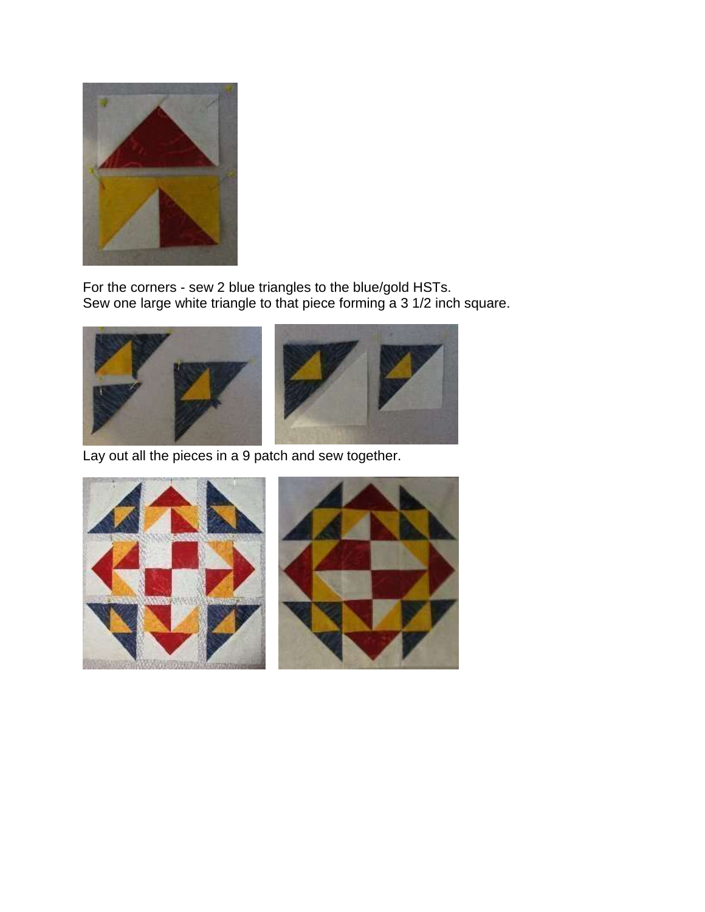For the corners - sew 2 blue triangles to the blue/gold HSTs.
Sew one large white triangle to that piece forming a 3 1/2 inch square.

Lay out all the pieces in a 9 patch and sew together.